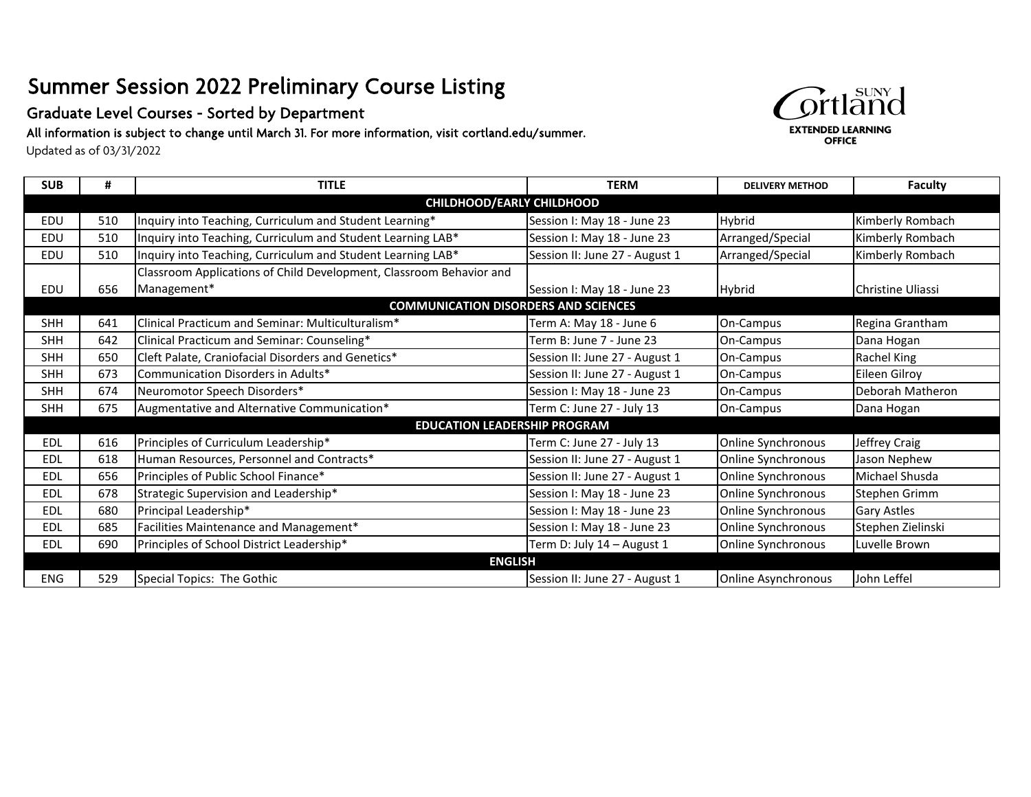# Summer Session 2022 Preliminary Course Listing

## Graduate Level Courses - Sorted by Department

**All information is subject to change until March 31. For more information, visit cortland.edu/summer.**

Updated as of 03/31/2022

SUNY Cortland
EXTENDED LEARNING OFFICE

| SUB | # | TITLE | TERM | DELIVERY METHOD | Faculty |
|---|---|---|---|---|---|
| **CHILDHOOD/EARLY CHILDHOOD** | | | | | |
| EDU | 510 | Inquiry into Teaching, Curriculum and Student Learning* | Session I: May 18 - June 23 | Hybrid | Kimberly Rombach |
| EDU | 510 | Inquiry into Teaching, Curriculum and Student Learning LAB* | Session I: May 18 - June 23 | Arranged/Special | Kimberly Rombach |
| EDU | 510 | Inquiry into Teaching, Curriculum and Student Learning LAB* | Session II: June 27 - August 1 | Arranged/Special | Kimberly Rombach |
| EDU | 656 | Classroom Applications of Child Development, Classroom Behavior and Management* | Session I: May 18 - June 23 | Hybrid | Christine Uliassi |
| **COMMUNICATION DISORDERS AND SCIENCES** | | | | | |
| SHH | 641 | Clinical Practicum and Seminar: Multiculturalism* | Term A: May 18 - June 6 | On-Campus | Regina Grantham |
| SHH | 642 | Clinical Practicum and Seminar: Counseling* | Term B: June 7 - June 23 | On-Campus | Dana Hogan |
| SHH | 650 | Cleft Palate, Craniofacial Disorders and Genetics* | Session II: June 27 - August 1 | On-Campus | Rachel King |
| SHH | 673 | Communication Disorders in Adults* | Session II: June 27 - August 1 | On-Campus | Eileen Gilroy |
| SHH | 674 | Neuromotor Speech Disorders* | Session I: May 18 - June 23 | On-Campus | Deborah Matheron |
| SHH | 675 | Augmentative and Alternative Communication* | Term C: June 27 - July 13 | On-Campus | Dana Hogan |
| **EDUCATION LEADERSHIP PROGRAM** | | | | | |
| EDL | 616 | Principles of Curriculum Leadership* | Term C: June 27 - July 13 | Online Synchronous | Jeffrey Craig |
| EDL | 618 | Human Resources, Personnel and Contracts* | Session II: June 27 - August 1 | Online Synchronous | Jason Nephew |
| EDL | 656 | Principles of Public School Finance* | Session II: June 27 - August 1 | Online Synchronous | Michael Shusda |
| EDL | 678 | Strategic Supervision and Leadership* | Session I: May 18 - June 23 | Online Synchronous | Stephen Grimm |
| EDL | 680 | Principal Leadership* | Session I: May 18 - June 23 | Online Synchronous | Gary Astles |
| EDL | 685 | Facilities Maintenance and Management* | Session I: May 18 - June 23 | Online Synchronous | Stephen Zielinski |
| EDL | 690 | Principles of School District Leadership* | Term D: July 14 – August 1 | Online Synchronous | Luvelle Brown |
| **ENGLISH** | | | | | |
| ENG | 529 | Special Topics: The Gothic | Session II: June 27 - August 1 | Online Asynchronous | John Leffel |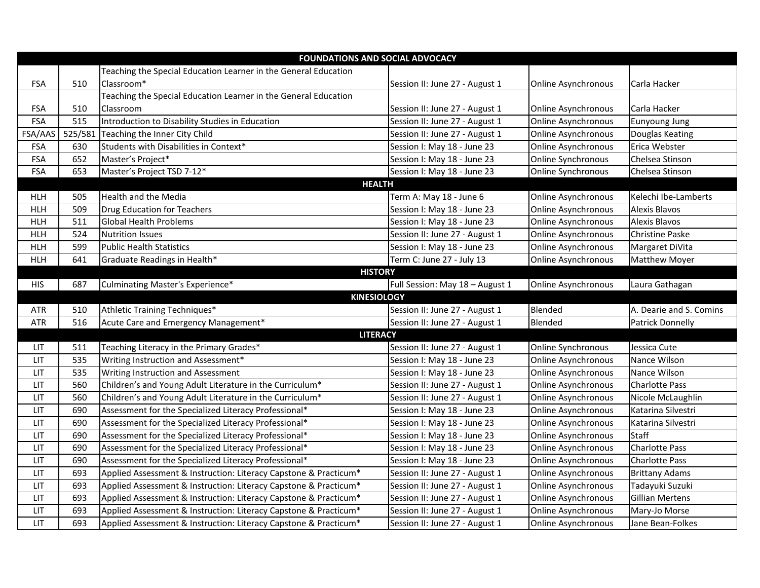| FOUNDATIONS AND SOCIAL ADVOCACY | | | | | |
|---|---|---|---|---|---|
| FSA | 510 | Teaching the Special Education Learner in the General Education Classroom* | Session II: June 27 - August 1 | Online Asynchronous | Carla Hacker |
| FSA | 510 | Teaching the Special Education Learner in the General Education Classroom | Session II: June 27 - August 1 | Online Asynchronous | Carla Hacker |
| FSA | 515 | Introduction to Disability Studies in Education | Session II: June 27 - August 1 | Online Asynchronous | Eunyoung Jung |
| FSA/AAS | 525/581 | Teaching the Inner City Child | Session II: June 27 - August 1 | Online Asynchronous | Douglas Keating |
| FSA | 630 | Students with Disabilities in Context* | Session I: May 18 - June 23 | Online Asynchronous | Erica Webster |
| FSA | 652 | Master's Project* | Session I: May 18 - June 23 | Online Synchronous | Chelsea Stinson |
| FSA | 653 | Master's Project TSD 7-12* | Session I: May 18 - June 23 | Online Synchronous | Chelsea Stinson |
| **HEALTH** | | | | | |
| HLH | 505 | Health and the Media | Term A: May 18 - June 6 | Online Asynchronous | Kelechi Ibe-Lamberts |
| HLH | 509 | Drug Education for Teachers | Session I: May 18 - June 23 | Online Asynchronous | Alexis Blavos |
| HLH | 511 | Global Health Problems | Session I: May 18 - June 23 | Online Asynchronous | Alexis Blavos |
| HLH | 524 | Nutrition Issues | Session II: June 27 - August 1 | Online Asynchronous | Christine Paske |
| HLH | 599 | Public Health Statistics | Session I: May 18 - June 23 | Online Asynchronous | Margaret DiVita |
| HLH | 641 | Graduate Readings in Health* | Term C: June 27 - July 13 | Online Asynchronous | Matthew Moyer |
| **HISTORY** | | | | | |
| HIS | 687 | Culminating Master's Experience* | Full Session: May 18 – August 1 | Online Asynchronous | Laura Gathagan |
| **KINESIOLOGY** | | | | | |
| ATR | 510 | Athletic Training Techniques* | Session II: June 27 - August 1 | Blended | A. Dearie and S. Comins |
| ATR | 516 | Acute Care and Emergency Management* | Session II: June 27 - August 1 | Blended | Patrick Donnelly |
| **LITERACY** | | | | | |
| LIT | 511 | Teaching Literacy in the Primary Grades* | Session II: June 27 - August 1 | Online Synchronous | Jessica Cute |
| LIT | 535 | Writing Instruction and Assessment* | Session I: May 18 - June 23 | Online Asynchronous | Nance Wilson |
| LIT | 535 | Writing Instruction and Assessment | Session I: May 18 - June 23 | Online Asynchronous | Nance Wilson |
| LIT | 560 | Children's and Young Adult Literature in the Curriculum* | Session II: June 27 - August 1 | Online Asynchronous | Charlotte Pass |
| LIT | 560 | Children's and Young Adult Literature in the Curriculum* | Session II: June 27 - August 1 | Online Asynchronous | Nicole McLaughlin |
| LIT | 690 | Assessment for the Specialized Literacy Professional* | Session I: May 18 - June 23 | Online Asynchronous | Katarina Silvestri |
| LIT | 690 | Assessment for the Specialized Literacy Professional* | Session I: May 18 - June 23 | Online Asynchronous | Katarina Silvestri |
| LIT | 690 | Assessment for the Specialized Literacy Professional* | Session I: May 18 - June 23 | Online Asynchronous | Staff |
| LIT | 690 | Assessment for the Specialized Literacy Professional* | Session I: May 18 - June 23 | Online Asynchronous | Charlotte Pass |
| LIT | 690 | Assessment for the Specialized Literacy Professional* | Session I: May 18 - June 23 | Online Asynchronous | Charlotte Pass |
| LIT | 693 | Applied Assessment & Instruction: Literacy Capstone & Practicum* | Session II: June 27 - August 1 | Online Asynchronous | Brittany Adams |
| LIT | 693 | Applied Assessment & Instruction: Literacy Capstone & Practicum* | Session II: June 27 - August 1 | Online Asynchronous | Tadayuki Suzuki |
| LIT | 693 | Applied Assessment & Instruction: Literacy Capstone & Practicum* | Session II: June 27 - August 1 | Online Asynchronous | Gillian Mertens |
| LIT | 693 | Applied Assessment & Instruction: Literacy Capstone & Practicum* | Session II: June 27 - August 1 | Online Asynchronous | Mary-Jo Morse |
| LIT | 693 | Applied Assessment & Instruction: Literacy Capstone & Practicum* | Session II: June 27 - August 1 | Online Asynchronous | Jane Bean-Folkes |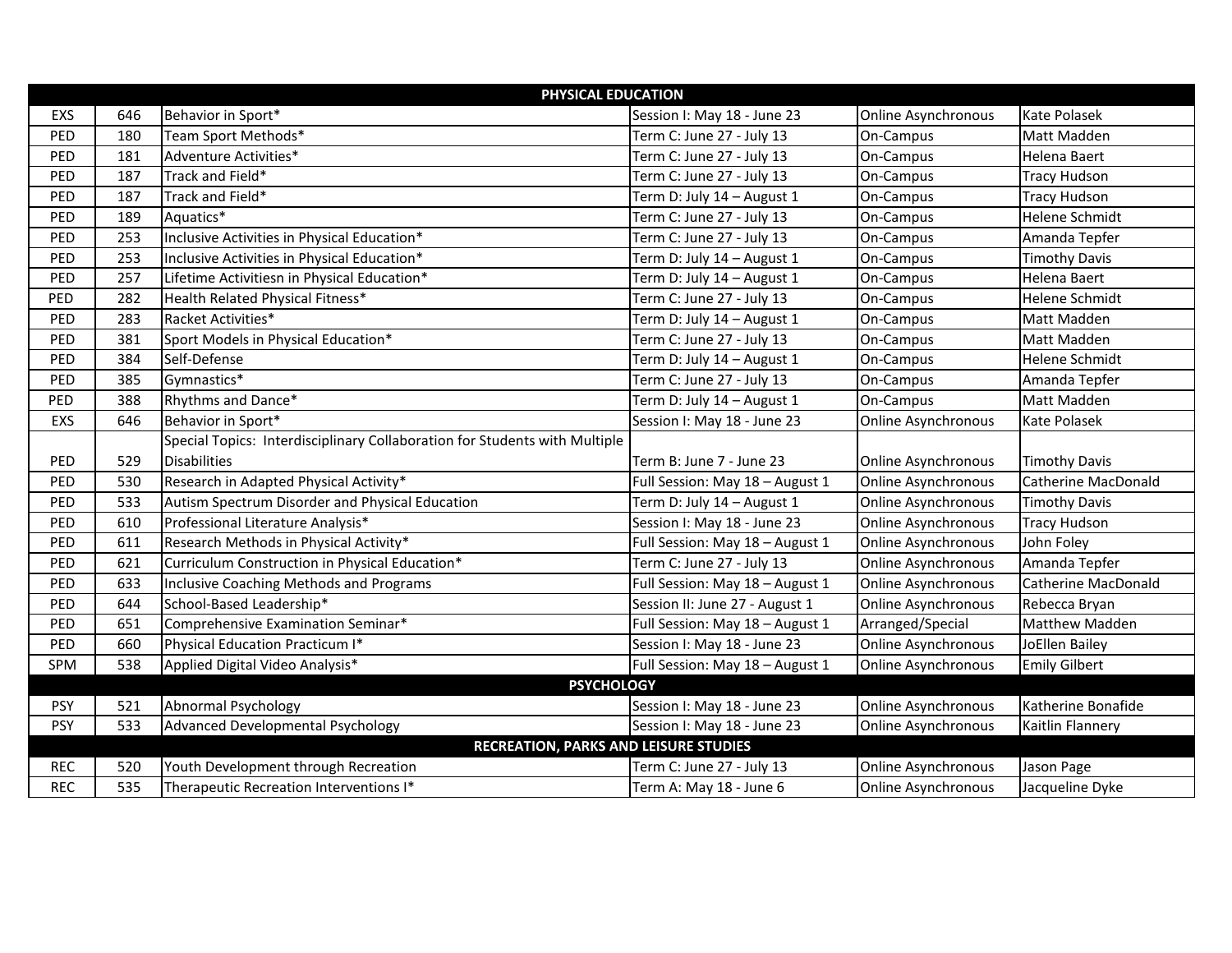| PHYSICAL EDUCATION | | | | | |
|---|---|---|---|---|---|
| EXS | 646 | Behavior in Sport* | Session I: May 18 - June 23 | Online Asynchronous | Kate Polasek |
| PED | 180 | Team Sport Methods* | Term C: June 27 - July 13 | On-Campus | Matt Madden |
| PED | 181 | Adventure Activities* | Term C: June 27 - July 13 | On-Campus | Helena Baert |
| PED | 187 | Track and Field* | Term C: June 27 - July 13 | On-Campus | Tracy Hudson |
| PED | 187 | Track and Field* | Term D: July 14 – August 1 | On-Campus | Tracy Hudson |
| PED | 189 | Aquatics* | Term C: June 27 - July 13 | On-Campus | Helene Schmidt |
| PED | 253 | Inclusive Activities in Physical Education* | Term C: June 27 - July 13 | On-Campus | Amanda Tepfer |
| PED | 253 | Inclusive Activities in Physical Education* | Term D: July 14 – August 1 | On-Campus | Timothy Davis |
| PED | 257 | Lifetime Activitiesn in Physical Education* | Term D: July 14 – August 1 | On-Campus | Helena Baert |
| PED | 282 | Health Related Physical Fitness* | Term C: June 27 - July 13 | On-Campus | Helene Schmidt |
| PED | 283 | Racket Activities* | Term D: July 14 – August 1 | On-Campus | Matt Madden |
| PED | 381 | Sport Models in Physical Education* | Term C: June 27 - July 13 | On-Campus | Matt Madden |
| PED | 384 | Self-Defense | Term D: July 14 – August 1 | On-Campus | Helene Schmidt |
| PED | 385 | Gymnastics* | Term C: June 27 - July 13 | On-Campus | Amanda Tepfer |
| PED | 388 | Rhythms and Dance* | Term D: July 14 – August 1 | On-Campus | Matt Madden |
| EXS | 646 | Behavior in Sport* | Session I: May 18 - June 23 | Online Asynchronous | Kate Polasek |
| PED | 529 | Special Topics: Interdisciplinary Collaboration for Students with Multiple Disabilities | Term B: June 7 - June 23 | Online Asynchronous | Timothy Davis |
| PED | 530 | Research in Adapted Physical Activity* | Full Session: May 18 – August 1 | Online Asynchronous | Catherine MacDonald |
| PED | 533 | Autism Spectrum Disorder and Physical Education | Term D: July 14 – August 1 | Online Asynchronous | Timothy Davis |
| PED | 610 | Professional Literature Analysis* | Session I: May 18 - June 23 | Online Asynchronous | Tracy Hudson |
| PED | 611 | Research Methods in Physical Activity* | Full Session: May 18 – August 1 | Online Asynchronous | John Foley |
| PED | 621 | Curriculum Construction in Physical Education* | Term C: June 27 - July 13 | Online Asynchronous | Amanda Tepfer |
| PED | 633 | Inclusive Coaching Methods and Programs | Full Session: May 18 – August 1 | Online Asynchronous | Catherine MacDonald |
| PED | 644 | School-Based Leadership* | Session II: June 27 - August 1 | Online Asynchronous | Rebecca Bryan |
| PED | 651 | Comprehensive Examination Seminar* | Full Session: May 18 – August 1 | Arranged/Special | Matthew Madden |
| PED | 660 | Physical Education Practicum I* | Session I: May 18 - June 23 | Online Asynchronous | JoEllen Bailey |
| SPM | 538 | Applied Digital Video Analysis* | Full Session: May 18 – August 1 | Online Asynchronous | Emily Gilbert |
| **PSYCHOLOGY** | | | | | |
| PSY | 521 | Abnormal Psychology | Session I: May 18 - June 23 | Online Asynchronous | Katherine Bonafide |
| PSY | 533 | Advanced Developmental Psychology | Session I: May 18 - June 23 | Online Asynchronous | Kaitlin Flannery |
| **RECREATION, PARKS AND LEISURE STUDIES** | | | | | |
| REC | 520 | Youth Development through Recreation | Term C: June 27 - July 13 | Online Asynchronous | Jason Page |
| REC | 535 | Therapeutic Recreation Interventions I* | Term A: May 18 - June 6 | Online Asynchronous | Jacqueline Dyke |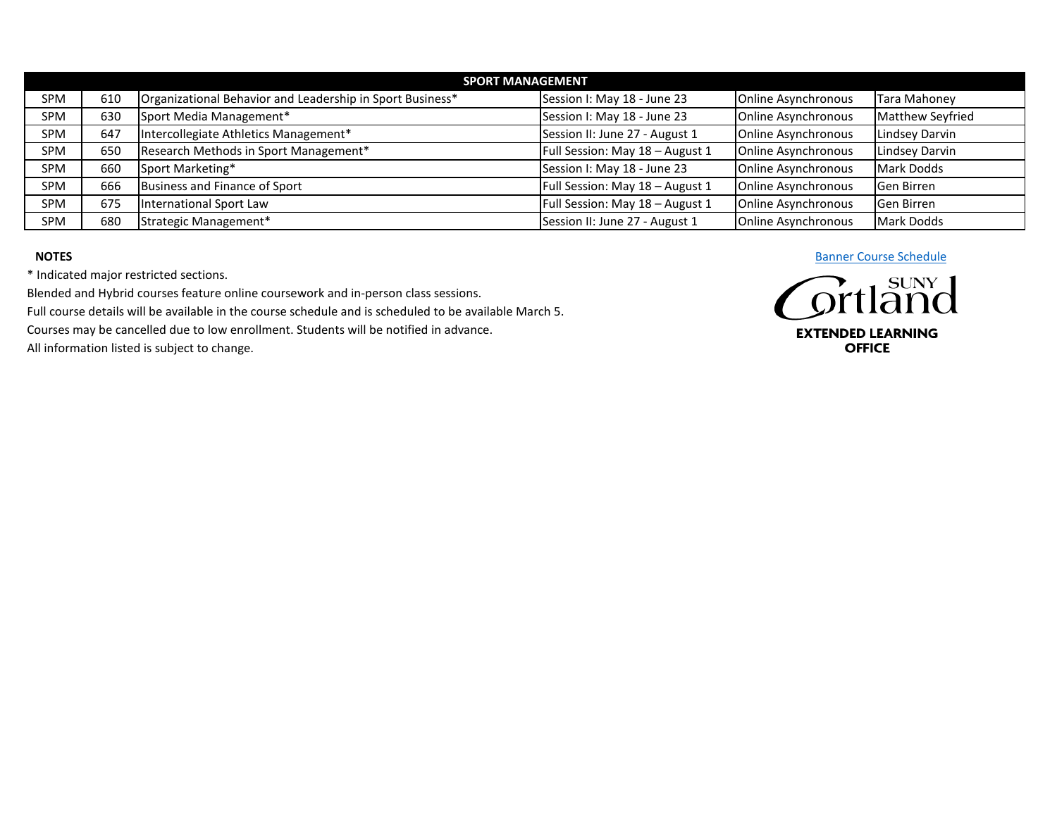| SPORT MANAGEMENT | | | | | |
|---|---|---|---|---|---|
| SPM | 610 | Organizational Behavior and Leadership in Sport Business* | Session I: May 18 - June 23 | Online Asynchronous | Tara Mahoney |
| SPM | 630 | Sport Media Management* | Session I: May 18 - June 23 | Online Asynchronous | Matthew Seyfried |
| SPM | 647 | Intercollegiate Athletics Management* | Session II: June 27 - August 1 | Online Asynchronous | Lindsey Darvin |
| SPM | 650 | Research Methods in Sport Management* | Full Session: May 18 – August 1 | Online Asynchronous | Lindsey Darvin |
| SPM | 660 | Sport Marketing* | Session I: May 18 - June 23 | Online Asynchronous | Mark Dodds |
| SPM | 666 | Business and Finance of Sport | Full Session: May 18 – August 1 | Online Asynchronous | Gen Birren |
| SPM | 675 | International Sport Law | Full Session: May 18 – August 1 | Online Asynchronous | Gen Birren |
| SPM | 680 | Strategic Management* | Session II: June 27 - August 1 | Online Asynchronous | Mark Dodds |

**NOTES**

* Indicated major restricted sections.

Blended and Hybrid courses feature online coursework and in-person class sessions.

Full course details will be available in the course schedule and is scheduled to be available March 5.

Courses may be cancelled due to low enrollment. Students will be notified in advance.

All information listed is subject to change.

Banner Course Schedule

SUNY Cortland

**EXTENDED LEARNING OFFICE**